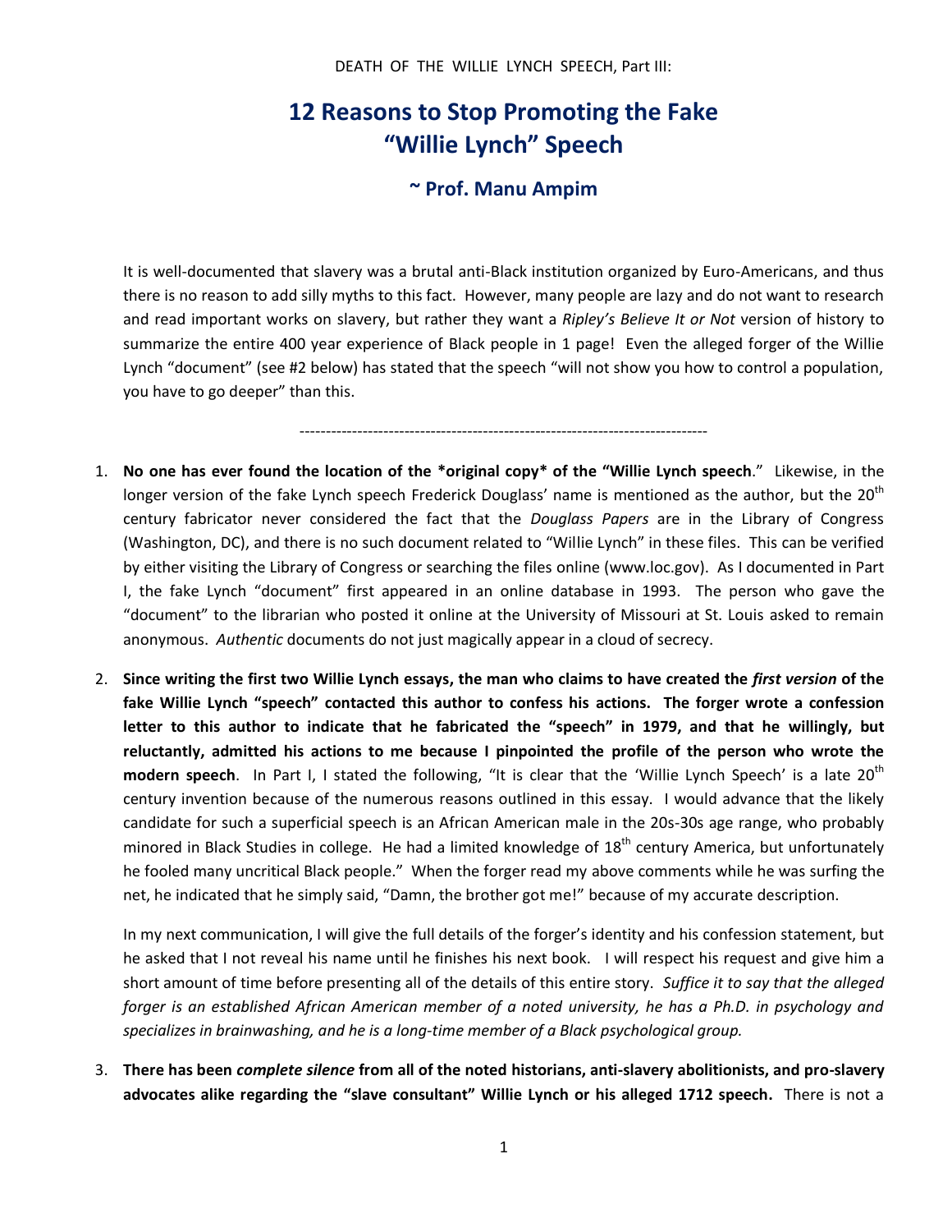DEATH OF THE WILLIE LYNCH SPEECH, Part III:

# 12 Reasons to Stop Promoting the Fake "Willie Lynch" Speech

## ~ Prof. Manu Ampim

It is well-documented that slavery was a brutal anti-Black institution organized by Euro-Americans, and thus there is no reason to add silly myths to this fact. However, many people are lazy and do not want to research and read important works on slavery, but rather they want a *Ripley's Believe It or Not* version of history to summarize the entire 400 year experience of Black people in 1 page! Even the alleged forger of the Willie Lynch "document" (see #2 below) has stated that the speech "will not show you how to control a population, you have to go deeper" than this.

---

1. **No one has ever found the location of the *original copy* of the "Willie Lynch speech**." Likewise, in the longer version of the fake Lynch speech Frederick Douglass' name is mentioned as the author, but the 20th century fabricator never considered the fact that the *Douglass Papers* are in the Library of Congress (Washington, DC), and there is no such document related to "Willie Lynch" in these files. This can be verified by either visiting the Library of Congress or searching the files online (www.loc.gov). As I documented in Part I, the fake Lynch "document" first appeared in an online database in 1993. The person who gave the "document" to the librarian who posted it online at the University of Missouri at St. Louis asked to remain anonymous. *Authentic* documents do not just magically appear in a cloud of secrecy.

2. **Since writing the first two Willie Lynch essays, the man who claims to have created the *first version* of the fake Willie Lynch "speech" contacted this author to confess his actions. The forger wrote a confession letter to this author to indicate that he fabricated the "speech" in 1979, and that he willingly, but reluctantly, admitted his actions to me because I pinpointed the profile of the person who wrote the modern speech**. In Part I, I stated the following, "It is clear that the 'Willie Lynch Speech' is a late 20th century invention because of the numerous reasons outlined in this essay. I would advance that the likely candidate for such a superficial speech is an African American male in the 20s-30s age range, who probably minored in Black Studies in college. He had a limited knowledge of 18th century America, but unfortunately he fooled many uncritical Black people." When the forger read my above comments while he was surfing the net, he indicated that he simply said, "Damn, the brother got me!" because of my accurate description.

   In my next communication, I will give the full details of the forger's identity and his confession statement, but he asked that I not reveal his name until he finishes his next book. I will respect his request and give him a short amount of time before presenting all of the details of this entire story. *Suffice it to say that the alleged forger is an established African American member of a noted university, he has a Ph.D. in psychology and specializes in brainwashing, and he is a long-time member of a Black psychological group.*

3. **There has been *complete silence* from all of the noted historians, anti-slavery abolitionists, and pro-slavery advocates alike regarding the "slave consultant" Willie Lynch or his alleged 1712 speech.** There is not a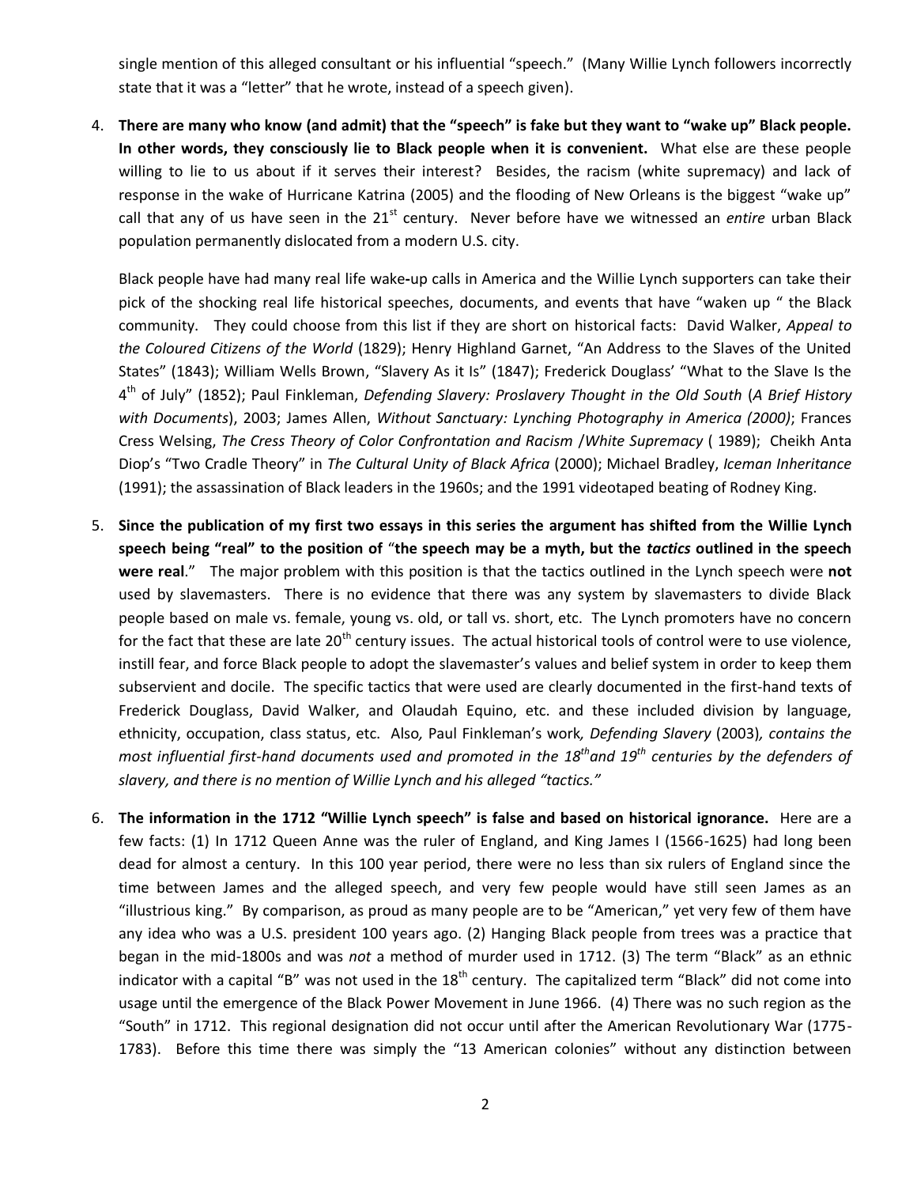single mention of this alleged consultant or his influential "speech." (Many Willie Lynch followers incorrectly state that it was a "letter" that he wrote, instead of a speech given).

4. **There are many who know (and admit) that the "speech" is fake but they want to "wake up" Black people. In other words, they consciously lie to Black people when it is convenient.** What else are these people willing to lie to us about if it serves their interest? Besides, the racism (white supremacy) and lack of response in the wake of Hurricane Katrina (2005) and the flooding of New Orleans is the biggest "wake up" call that any of us have seen in the 21st century. Never before have we witnessed an *entire* urban Black population permanently dislocated from a modern U.S. city.

   Black people have had many real life wake-up calls in America and the Willie Lynch supporters can take their pick of the shocking real life historical speeches, documents, and events that have "waken up " the Black community. They could choose from this list if they are short on historical facts: David Walker, *Appeal to the Coloured Citizens of the World* (1829); Henry Highland Garnet, "An Address to the Slaves of the United States" (1843); William Wells Brown, "Slavery As it Is" (1847); Frederick Douglass' "What to the Slave Is the 4th of July" (1852); Paul Finkleman, *Defending Slavery: Proslavery Thought in the Old South* (*A Brief History with Documents*), 2003; James Allen, *Without Sanctuary: Lynching Photography in America (2000)*; Frances Cress Welsing, *The Cress Theory of Color Confrontation and Racism /White Supremacy* ( 1989); Cheikh Anta Diop's "Two Cradle Theory" in *The Cultural Unity of Black Africa* (2000); Michael Bradley, *Iceman Inheritance* (1991); the assassination of Black leaders in the 1960s; and the 1991 videotaped beating of Rodney King.

5. **Since the publication of my first two essays in this series the argument has shifted from the Willie Lynch speech being "real" to the position of "the speech may be a myth, but the *tactics* outlined in the speech were real**." The major problem with this position is that the tactics outlined in the Lynch speech were **not** used by slavemasters. There is no evidence that there was any system by slavemasters to divide Black people based on male vs. female, young vs. old, or tall vs. short, etc. The Lynch promoters have no concern for the fact that these are late 20th century issues. The actual historical tools of control were to use violence, instill fear, and force Black people to adopt the slavemaster's values and belief system in order to keep them subservient and docile. The specific tactics that were used are clearly documented in the first-hand texts of Frederick Douglass, David Walker, and Olaudah Equino, etc. and these included division by language, ethnicity, occupation, class status, etc. Also, Paul Finkleman's work*, Defending Slavery* (2003)*, contains the most influential first-hand documents used and promoted in the 18th and 19th centuries by the defenders of slavery, and there is no mention of Willie Lynch and his alleged "tactics."*

6. **The information in the 1712 "Willie Lynch speech" is false and based on historical ignorance.** Here are a few facts: (1) In 1712 Queen Anne was the ruler of England, and King James I (1566-1625) had long been dead for almost a century. In this 100 year period, there were no less than six rulers of England since the time between James and the alleged speech, and very few people would have still seen James as an "illustrious king." By comparison, as proud as many people are to be "American," yet very few of them have any idea who was a U.S. president 100 years ago. (2) Hanging Black people from trees was a practice that began in the mid-1800s and was *not* a method of murder used in 1712. (3) The term "Black" as an ethnic indicator with a capital "B" was not used in the 18th century. The capitalized term "Black" did not come into usage until the emergence of the Black Power Movement in June 1966. (4) There was no such region as the "South" in 1712. This regional designation did not occur until after the American Revolutionary War (1775-1783). Before this time there was simply the "13 American colonies" without any distinction between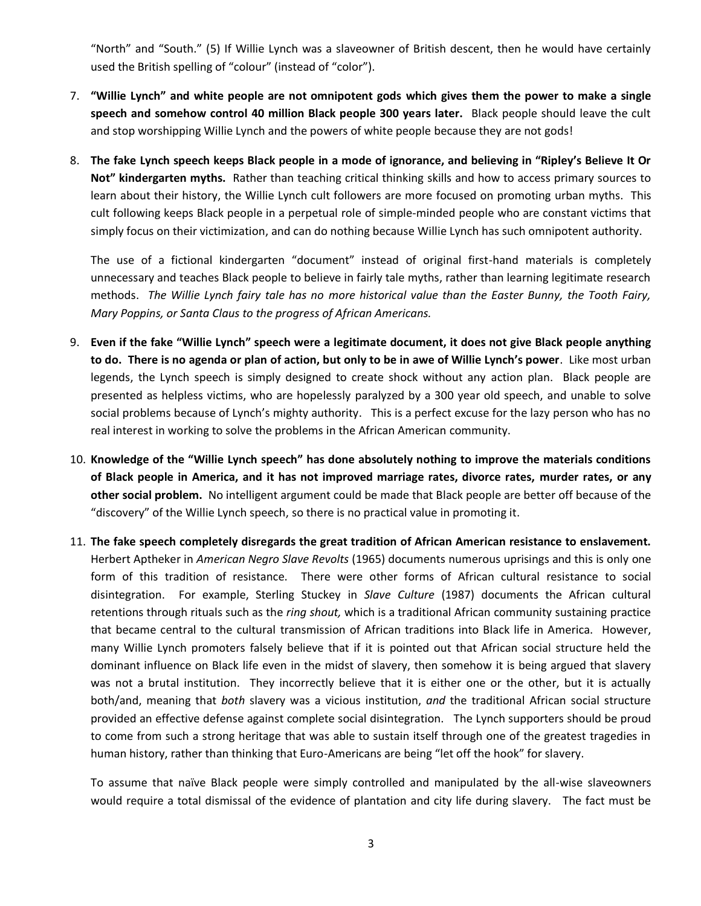"North" and "South." (5) If Willie Lynch was a slaveowner of British descent, then he would have certainly used the British spelling of "colour" (instead of "color").

7. **"Willie Lynch" and white people are not omnipotent gods which gives them the power to make a single speech and somehow control 40 million Black people 300 years later.** Black people should leave the cult and stop worshipping Willie Lynch and the powers of white people because they are not gods!

8. **The fake Lynch speech keeps Black people in a mode of ignorance, and believing in "Ripley's Believe It Or Not" kindergarten myths.** Rather than teaching critical thinking skills and how to access primary sources to learn about their history, the Willie Lynch cult followers are more focused on promoting urban myths. This cult following keeps Black people in a perpetual role of simple-minded people who are constant victims that simply focus on their victimization, and can do nothing because Willie Lynch has such omnipotent authority.

   The use of a fictional kindergarten "document" instead of original first-hand materials is completely unnecessary and teaches Black people to believe in fairly tale myths, rather than learning legitimate research methods. *The Willie Lynch fairy tale has no more historical value than the Easter Bunny, the Tooth Fairy, Mary Poppins, or Santa Claus to the progress of African Americans.*

9. **Even if the fake "Willie Lynch" speech were a legitimate document, it does not give Black people anything to do. There is no agenda or plan of action, but only to be in awe of Willie Lynch's power**. Like most urban legends, the Lynch speech is simply designed to create shock without any action plan. Black people are presented as helpless victims, who are hopelessly paralyzed by a 300 year old speech, and unable to solve social problems because of Lynch's mighty authority. This is a perfect excuse for the lazy person who has no real interest in working to solve the problems in the African American community.

10. **Knowledge of the "Willie Lynch speech" has done absolutely nothing to improve the materials conditions of Black people in America, and it has not improved marriage rates, divorce rates, murder rates, or any other social problem.** No intelligent argument could be made that Black people are better off because of the "discovery" of the Willie Lynch speech, so there is no practical value in promoting it.

11. **The fake speech completely disregards the great tradition of African American resistance to enslavement.** Herbert Aptheker in *American Negro Slave Revolts* (1965) documents numerous uprisings and this is only one form of this tradition of resistance. There were other forms of African cultural resistance to social disintegration. For example, Sterling Stuckey in *Slave Culture* (1987) documents the African cultural retentions through rituals such as the *ring shout,* which is a traditional African community sustaining practice that became central to the cultural transmission of African traditions into Black life in America. However, many Willie Lynch promoters falsely believe that if it is pointed out that African social structure held the dominant influence on Black life even in the midst of slavery, then somehow it is being argued that slavery was not a brutal institution. They incorrectly believe that it is either one or the other, but it is actually both/and, meaning that *both* slavery was a vicious institution, *and* the traditional African social structure provided an effective defense against complete social disintegration. The Lynch supporters should be proud to come from such a strong heritage that was able to sustain itself through one of the greatest tragedies in human history, rather than thinking that Euro-Americans are being "let off the hook" for slavery.

   To assume that naïve Black people were simply controlled and manipulated by the all-wise slaveowners would require a total dismissal of the evidence of plantation and city life during slavery. The fact must be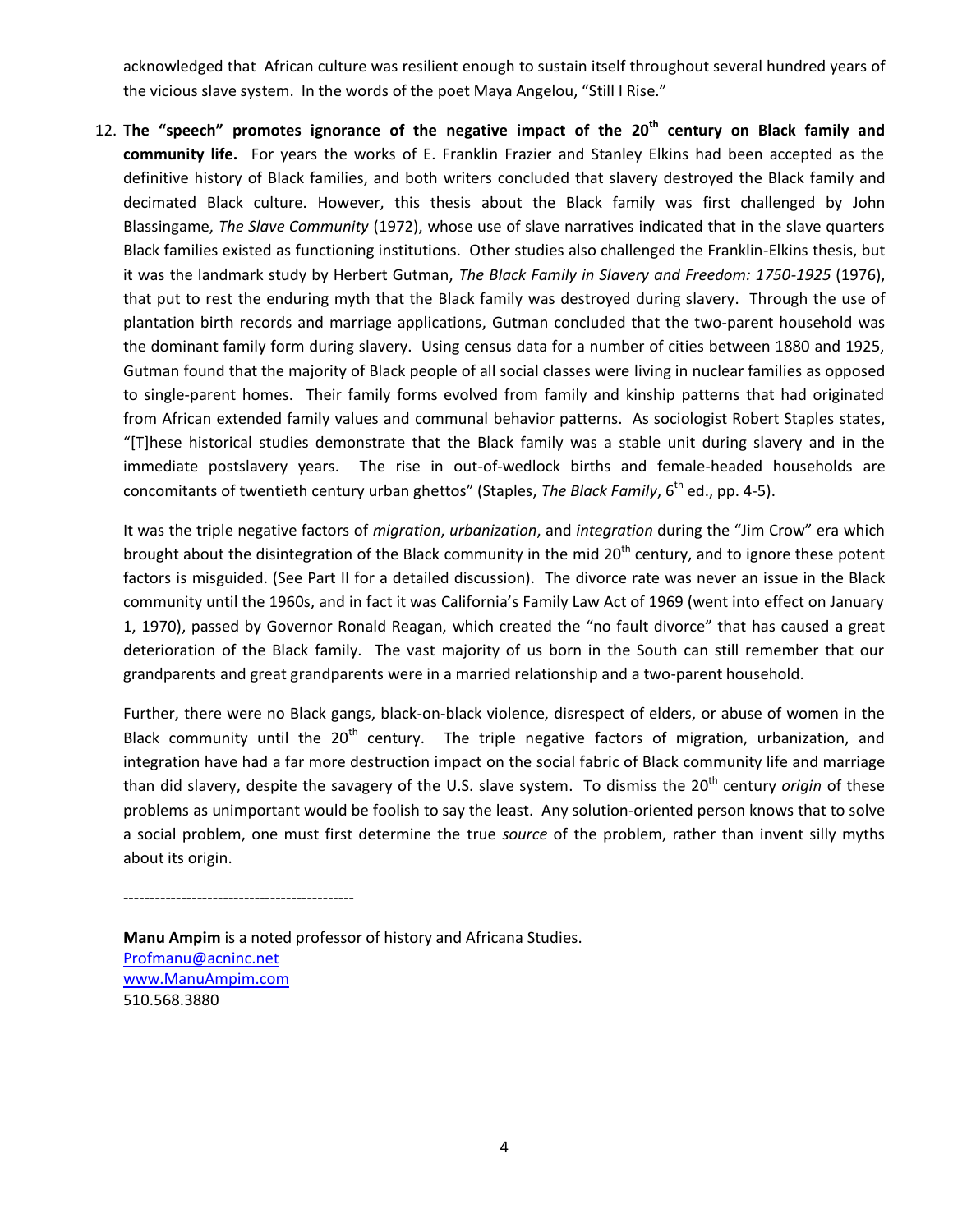acknowledged that African culture was resilient enough to sustain itself throughout several hundred years of the vicious slave system. In the words of the poet Maya Angelou, "Still I Rise."

12. **The "speech" promotes ignorance of the negative impact of the 20th century on Black family and community life.** For years the works of E. Franklin Frazier and Stanley Elkins had been accepted as the definitive history of Black families, and both writers concluded that slavery destroyed the Black family and decimated Black culture. However, this thesis about the Black family was first challenged by John Blassingame, *The Slave Community* (1972), whose use of slave narratives indicated that in the slave quarters Black families existed as functioning institutions. Other studies also challenged the Franklin-Elkins thesis, but it was the landmark study by Herbert Gutman, *The Black Family in Slavery and Freedom: 1750-1925* (1976), that put to rest the enduring myth that the Black family was destroyed during slavery. Through the use of plantation birth records and marriage applications, Gutman concluded that the two-parent household was the dominant family form during slavery. Using census data for a number of cities between 1880 and 1925, Gutman found that the majority of Black people of all social classes were living in nuclear families as opposed to single-parent homes. Their family forms evolved from family and kinship patterns that had originated from African extended family values and communal behavior patterns. As sociologist Robert Staples states, "[T]hese historical studies demonstrate that the Black family was a stable unit during slavery and in the immediate postslavery years. The rise in out-of-wedlock births and female-headed households are concomitants of twentieth century urban ghettos" (Staples, *The Black Family*, 6th ed., pp. 4-5).

    It was the triple negative factors of *migration*, *urbanization*, and *integration* during the "Jim Crow" era which brought about the disintegration of the Black community in the mid 20th century, and to ignore these potent factors is misguided. (See Part II for a detailed discussion). The divorce rate was never an issue in the Black community until the 1960s, and in fact it was California's Family Law Act of 1969 (went into effect on January 1, 1970), passed by Governor Ronald Reagan, which created the "no fault divorce" that has caused a great deterioration of the Black family. The vast majority of us born in the South can still remember that our grandparents and great grandparents were in a married relationship and a two-parent household.

    Further, there were no Black gangs, black-on-black violence, disrespect of elders, or abuse of women in the Black community until the 20th century. The triple negative factors of migration, urbanization, and integration have had a far more destruction impact on the social fabric of Black community life and marriage than did slavery, despite the savagery of the U.S. slave system. To dismiss the 20th century *origin* of these problems as unimportant would be foolish to say the least. Any solution-oriented person knows that to solve a social problem, one must first determine the true *source* of the problem, rather than invent silly myths about its origin.

--------------------------------------------

**Manu Ampim** is a noted professor of history and Africana Studies.
Profmanu@acninc.net
www.ManuAmpim.com
510.568.3880